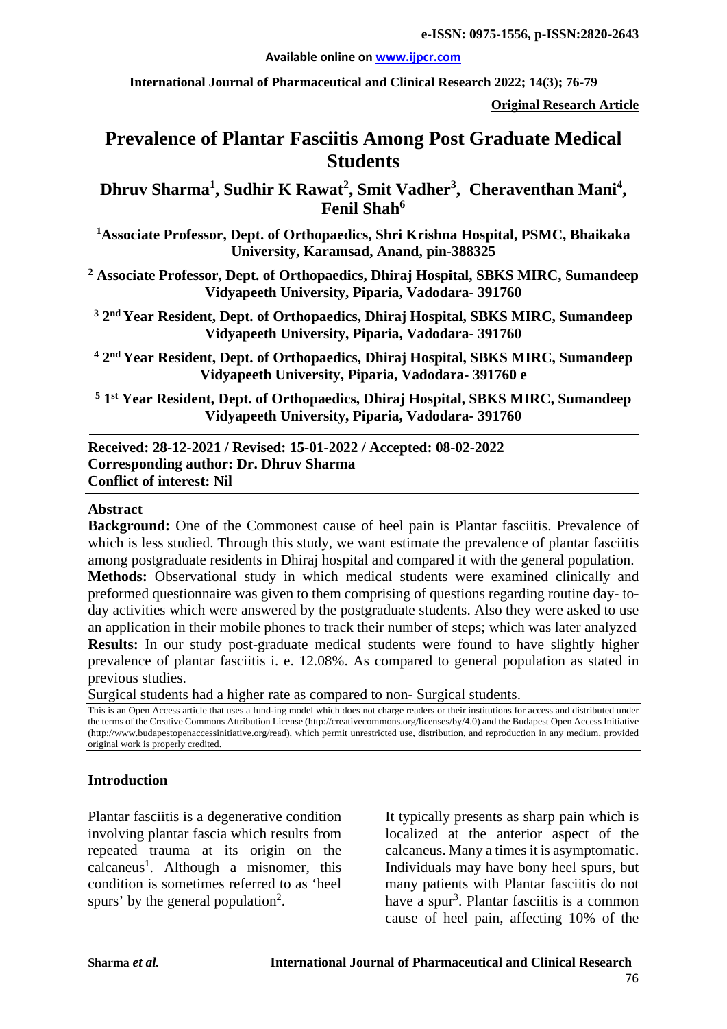e-ISSN: 0975-1556, p-ISSN:2820-2643

Available online on www.ijpcr.com

**Original Research Article**

# Prevalence of Plantar Fasciitis Among Post Graduate Medical Students

**Dhruv Sharma[1], Sudhir K Rawat[2], Smit Vadher[3], Cheraventhan Mani[4], Fenil Shah[6]**

[1]Associate Professor, Dept. of Orthopaedics, Shri Krishna Hospital, PSMC, Bhaikaka University, Karamsad, Anand, pin-388325

[2] Associate Professor, Dept. of Orthopaedics, Dhiraj Hospital, SBKS MIRC, Sumandeep Vidyapeeth University, Piparia, Vadodara- 391760

[3] 2nd Year Resident, Dept. of Orthopaedics, Dhiraj Hospital, SBKS MIRC, Sumandeep Vidyapeeth University, Piparia, Vadodara- 391760

[4] 2nd Year Resident, Dept. of Orthopaedics, Dhiraj Hospital, SBKS MIRC, Sumandeep Vidyapeeth University, Piparia, Vadodara- 391760 e

[5] 1st Year Resident, Dept. of Orthopaedics, Dhiraj Hospital, SBKS MIRC, Sumandeep Vidyapeeth University, Piparia, Vadodara- 391760

**Received: 28-12-2021 / Revised: 15-01-2022 / Accepted: 08-02-2022**
**Corresponding author: Dr. Dhruv Sharma**
**Conflict of interest: Nil**

## Abstract

**Background:** One of the Commonest cause of heel pain is Plantar fasciitis. Prevalence of which is less studied. Through this study, we want estimate the prevalence of plantar fasciitis among postgraduate residents in Dhiraj hospital and compared it with the general population.

**Methods:** Observational study in which medical students were examined clinically and preformed questionnaire was given to them comprising of questions regarding routine day- to-day activities which were answered by the postgraduate students. Also they were asked to use an application in their mobile phones to track their number of steps; which was later analyzed

**Results:** In our study post-graduate medical students were found to have slightly higher prevalence of plantar fasciitis i. e. 12.08%. As compared to general population as stated in previous studies.

Surgical students had a higher rate as compared to non- Surgical students.

This is an Open Access article that uses a fund-ing model which does not charge readers or their institutions for access and distributed under the terms of the Creative Commons Attribution License (http://creativecommons.org/licenses/by/4.0) and the Budapest Open Access Initiative (http://www.budapestopenaccessinitiative.org/read), which permit unrestricted use, distribution, and reproduction in any medium, provided original work is properly credited.

## Introduction

Plantar fasciitis is a degenerative condition involving plantar fascia which results from repeated trauma at its origin on the calcaneus[1]. Although a misnomer, this condition is sometimes referred to as 'heel spurs' by the general population[2].

It typically presents as sharp pain which is localized at the anterior aspect of the calcaneus. Many a times it is asymptomatic. Individuals may have bony heel spurs, but many patients with Plantar fasciitis do not have a spur[3]. Plantar fasciitis is a common cause of heel pain, affecting 10% of the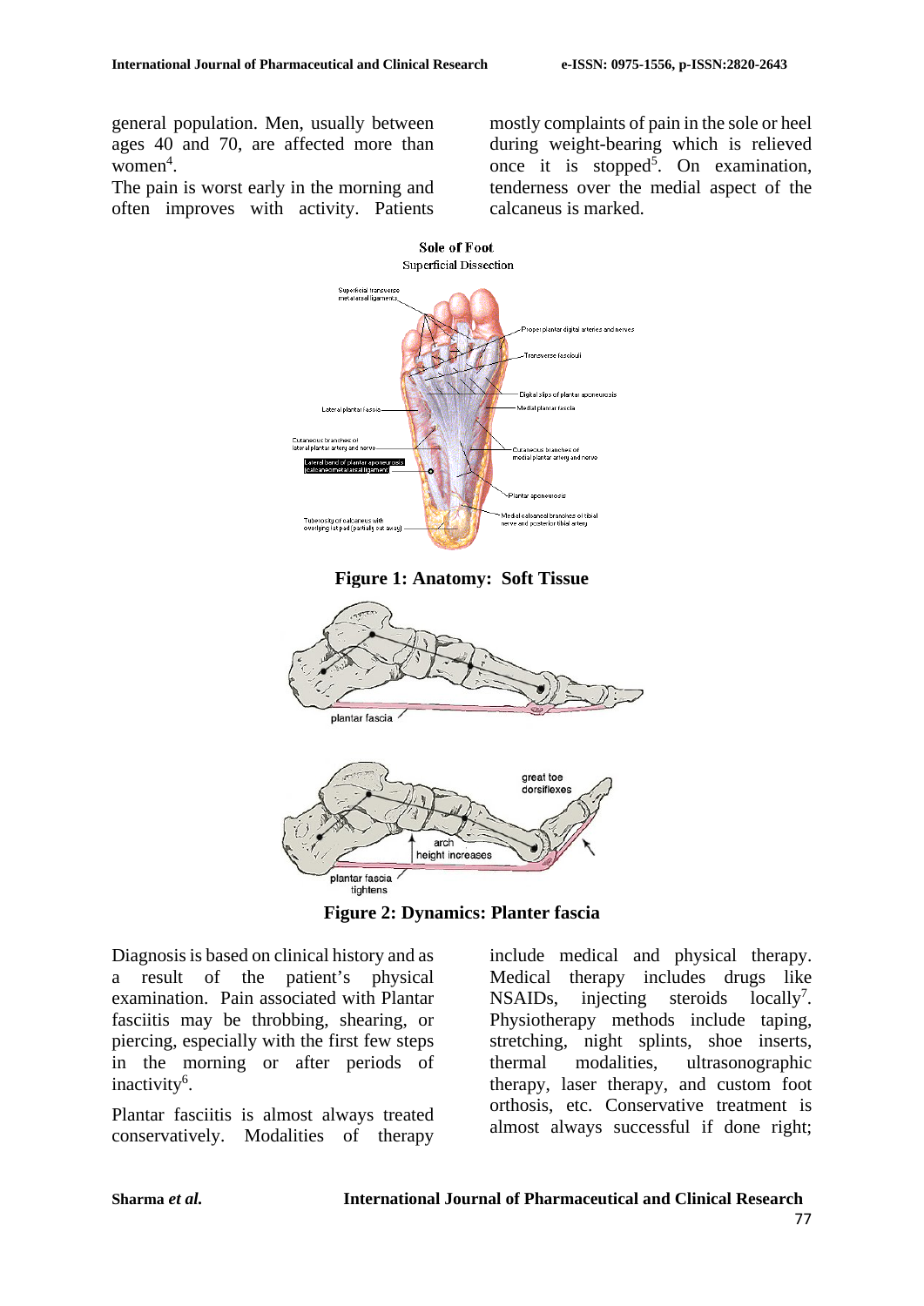general population. Men, usually between ages 40 and 70, are affected more than women[4].

The pain is worst early in the morning and often improves with activity. Patients mostly complaints of pain in the sole or heel during weight-bearing which is relieved once it is stopped[5]. On examination, tenderness over the medial aspect of the calcaneus is marked.

**Figure 1: Anatomy: Soft Tissue**

**Figure 2: Dynamics: Planter fascia**

Diagnosis is based on clinical history and as a result of the patient's physical examination. Pain associated with Plantar fasciitis may be throbbing, shearing, or piercing, especially with the first few steps in the morning or after periods of inactivity[6].

Plantar fasciitis is almost always treated conservatively. Modalities of therapy include medical and physical therapy. Medical therapy includes drugs like NSAIDs, injecting steroids locally[7]. Physiotherapy methods include taping, stretching, night splints, shoe inserts, thermal modalities, ultrasonographic therapy, laser therapy, and custom foot orthosis, etc. Conservative treatment is almost always successful if done right;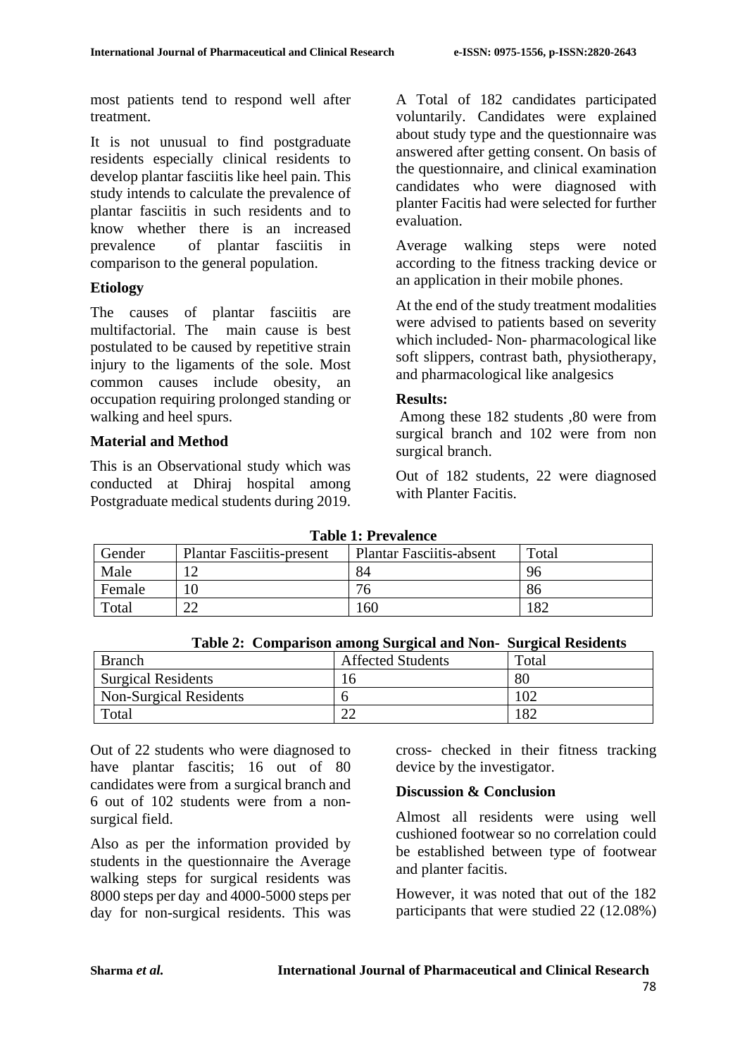most patients tend to respond well after treatment.

It is not unusual to find postgraduate residents especially clinical residents to develop plantar fasciitis like heel pain. This study intends to calculate the prevalence of plantar fasciitis in such residents and to know whether there is an increased prevalence of plantar fasciitis in comparison to the general population.

### Etiology

The causes of plantar fasciitis are multifactorial. The main cause is best postulated to be caused by repetitive strain injury to the ligaments of the sole. Most common causes include obesity, an occupation requiring prolonged standing or walking and heel spurs.

### Material and Method

This is an Observational study which was conducted at Dhiraj hospital among Postgraduate medical students during 2019.

A Total of 182 candidates participated voluntarily. Candidates were explained about study type and the questionnaire was answered after getting consent. On basis of the questionnaire, and clinical examination candidates who were diagnosed with planter Facitis had were selected for further evaluation.

Average walking steps were noted according to the fitness tracking device or an application in their mobile phones.

At the end of the study treatment modalities were advised to patients based on severity which included- Non- pharmacological like soft slippers, contrast bath, physiotherapy, and pharmacological like analgesics

### Results:

Among these 182 students ,80 were from surgical branch and 102 were from non surgical branch.

Out of 182 students, 22 were diagnosed with Planter Facitis.

**Table 1: Prevalence**

| Gender | Plantar Fasciitis-present | Plantar Fasciitis-absent | Total |
|---|---|---|---|
| Male | 12 | 84 | 96 |
| Female | 10 | 76 | 86 |
| Total | 22 | 160 | 182 |

**Table 2: Comparison among Surgical and Non- Surgical Residents**

| Branch | Affected Students | Total |
|---|---|---|
| Surgical Residents | 16 | 80 |
| Non-Surgical Residents | 6 | 102 |
| Total | 22 | 182 |

Out of 22 students who were diagnosed to have plantar fascitis; 16 out of 80 candidates were from a surgical branch and 6 out of 102 students were from a non-surgical field.

Also as per the information provided by students in the questionnaire the Average walking steps for surgical residents was 8000 steps per day and 4000-5000 steps per day for non-surgical residents. This was cross- checked in their fitness tracking device by the investigator.

### Discussion & Conclusion

Almost all residents were using well cushioned footwear so no correlation could be established between type of footwear and planter facitis.

However, it was noted that out of the 182 participants that were studied 22 (12.08%)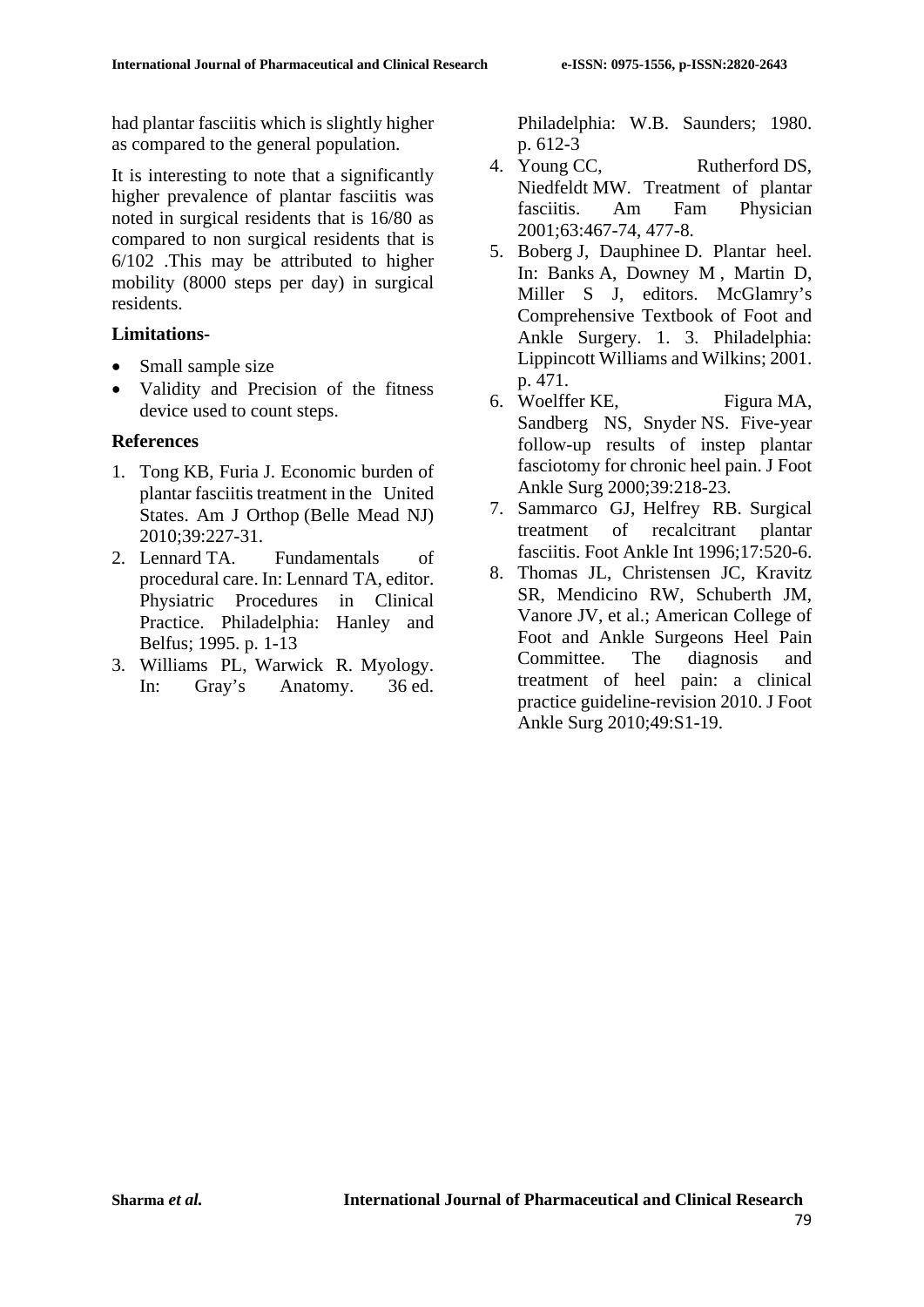had plantar fasciitis which is slightly higher as compared to the general population.

It is interesting to note that a significantly higher prevalence of plantar fasciitis was noted in surgical residents that is 16/80 as compared to non surgical residents that is 6/102 .This may be attributed to higher mobility (8000 steps per day) in surgical residents.

**Limitations-**

- Small sample size
- Validity and Precision of the fitness device used to count steps.

## References

1. Tong KB, Furia J. Economic burden of plantar fasciitis treatment in the United States. Am J Orthop (Belle Mead NJ) 2010;39:227-31.
2. Lennard TA. Fundamentals of procedural care. In: Lennard TA, editor. Physiatric Procedures in Clinical Practice. Philadelphia: Hanley and Belfus; 1995. p. 1-13
3. Williams PL, Warwick R. Myology. In: Gray's Anatomy. 36 ed. Philadelphia: W.B. Saunders; 1980. p. 612-3
4. Young CC, Rutherford DS, Niedfeldt MW. Treatment of plantar fasciitis. Am Fam Physician 2001;63:467-74, 477-8.
5. Boberg J, Dauphinee D. Plantar heel. In: Banks A, Downey M , Martin D, Miller S J, editors. McGlamry's Comprehensive Textbook of Foot and Ankle Surgery. 1. 3. Philadelphia: Lippincott Williams and Wilkins; 2001. p. 471.
6. Woelffer KE, Figura MA, Sandberg NS, Snyder NS. Five-year follow-up results of instep plantar fasciotomy for chronic heel pain. J Foot Ankle Surg 2000;39:218-23.
7. Sammarco GJ, Helfrey RB. Surgical treatment of recalcitrant plantar fasciitis. Foot Ankle Int 1996;17:520-6.
8. Thomas JL, Christensen JC, Kravitz SR, Mendicino RW, Schuberth JM, Vanore JV, et al.; American College of Foot and Ankle Surgeons Heel Pain Committee. The diagnosis and treatment of heel pain: a clinical practice guideline-revision 2010. J Foot Ankle Surg 2010;49:S1-19.